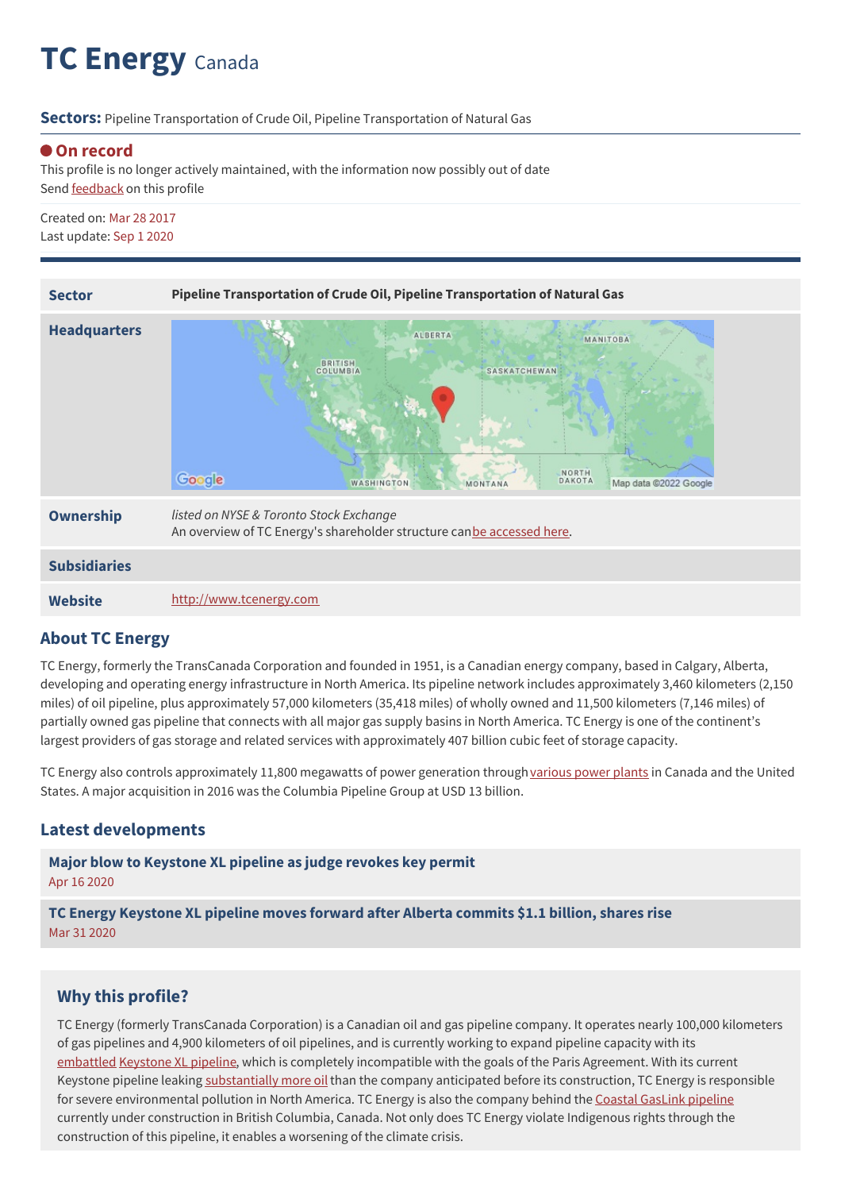# TC Energy Canada

**Sectors:** Pipeline Transportation of Crude Oil, Pipeline Transportation of Natural Gas

**On record**

This profile is no longer actively maintained, with the information now possibly out of date

Send feedback on this profile

Created on: Mar 28 2017

Last update: Sep 1 2020

| | |
|---|---|
| **Sector** | **Pipeline Transportation of Crude Oil, Pipeline Transportation of Natural Gas** |
| **Headquarters** | |
| **Ownership** | *listed on NYSE & Toronto Stock Exchange*<br>An overview of TC Energy's shareholder structure canbe accessed here. |
| **Subsidiaries** | |
| **Website** | http://www.tcenergy.com |

## About TC Energy

TC Energy, formerly the TransCanada Corporation and founded in 1951, is a Canadian energy company, based in Calgary, Alberta, developing and operating energy infrastructure in North America. Its pipeline network includes approximately 3,460 kilometers (2,150 miles) of oil pipeline, plus approximately 57,000 kilometers (35,418 miles) of wholly owned and 11,500 kilometers (7,146 miles) of partially owned gas pipeline that connects with all major gas supply basins in North America. TC Energy is one of the continent's largest providers of gas storage and related services with approximately 407 billion cubic feet of storage capacity.

TC Energy also controls approximately 11,800 megawatts of power generation through various power plants in Canada and the United States. A major acquisition in 2016 was the Columbia Pipeline Group at USD 13 billion.

## Latest developments

**Major blow to Keystone XL pipeline as judge revokes key permit**
Apr 16 2020

**TC Energy Keystone XL pipeline moves forward after Alberta commits $1.1 billion, shares rise**
Mar 31 2020

## Why this profile?

TC Energy (formerly TransCanada Corporation) is a Canadian oil and gas pipeline company. It operates nearly 100,000 kilometers of gas pipelines and 4,900 kilometers of oil pipelines, and is currently working to expand pipeline capacity with its embattled Keystone XL pipeline, which is completely incompatible with the goals of the Paris Agreement. With its current Keystone pipeline leaking substantially more oil than the company anticipated before its construction, TC Energy is responsible for severe environmental pollution in North America. TC Energy is also the company behind the Coastal GasLink pipeline currently under construction in British Columbia, Canada. Not only does TC Energy violate Indigenous rights through the construction of this pipeline, it enables a worsening of the climate crisis.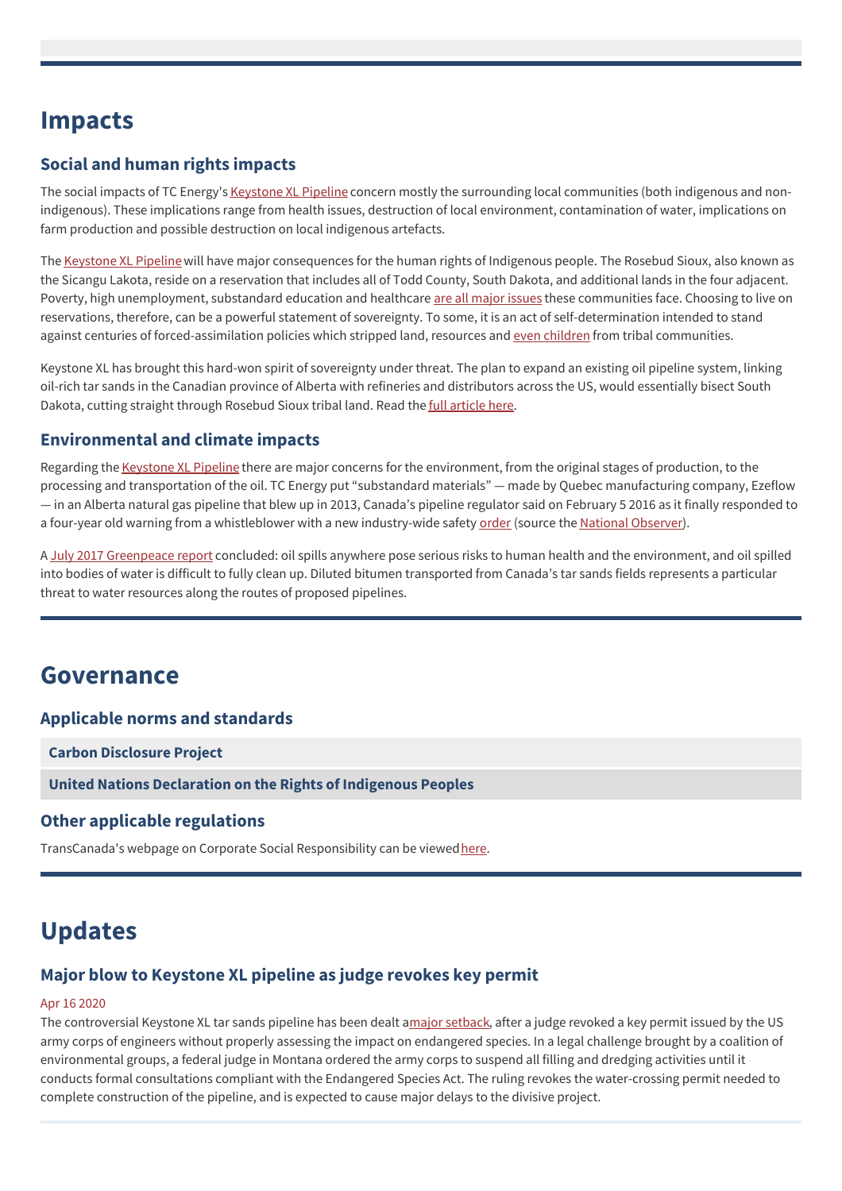# Impacts

## Social and human rights impacts

The social impacts of TC Energy's Keystone XL Pipeline concern mostly the surrounding local communities (both indigenous and non-indigenous). These implications range from health issues, destruction of local environment, contamination of water, implications on farm production and possible destruction on local indigenous artefacts.

The Keystone XL Pipeline will have major consequences for the human rights of Indigenous people. The Rosebud Sioux, also known as the Sicangu Lakota, reside on a reservation that includes all of Todd County, South Dakota, and additional lands in the four adjacent. Poverty, high unemployment, substandard education and healthcare are all major issues these communities face. Choosing to live on reservations, therefore, can be a powerful statement of sovereignty. To some, it is an act of self-determination intended to stand against centuries of forced-assimilation policies which stripped land, resources and even children from tribal communities.

Keystone XL has brought this hard-won spirit of sovereignty under threat. The plan to expand an existing oil pipeline system, linking oil-rich tar sands in the Canadian province of Alberta with refineries and distributors across the US, would essentially bisect South Dakota, cutting straight through Rosebud Sioux tribal land. Read the full article here.

## Environmental and climate impacts

Regarding the Keystone XL Pipeline there are major concerns for the environment, from the original stages of production, to the processing and transportation of the oil. TC Energy put "substandard materials" — made by Quebec manufacturing company, Ezeflow — in an Alberta natural gas pipeline that blew up in 2013, Canada's pipeline regulator said on February 5 2016 as it finally responded to a four-year old warning from a whistleblower with a new industry-wide safety order (source the National Observer).

A July 2017 Greenpeace report concluded: oil spills anywhere pose serious risks to human health and the environment, and oil spilled into bodies of water is difficult to fully clean up. Diluted bitumen transported from Canada's tar sands fields represents a particular threat to water resources along the routes of proposed pipelines.

# Governance

## Applicable norms and standards

**Carbon Disclosure Project**

**United Nations Declaration on the Rights of Indigenous Peoples**

## Other applicable regulations

TransCanada's webpage on Corporate Social Responsibility can be viewed here.

# Updates

## Major blow to Keystone XL pipeline as judge revokes key permit

Apr 16 2020

The controversial Keystone XL tar sands pipeline has been dealt a major setback, after a judge revoked a key permit issued by the US army corps of engineers without properly assessing the impact on endangered species. In a legal challenge brought by a coalition of environmental groups, a federal judge in Montana ordered the army corps to suspend all filling and dredging activities until it conducts formal consultations compliant with the Endangered Species Act. The ruling revokes the water-crossing permit needed to complete construction of the pipeline, and is expected to cause major delays to the divisive project.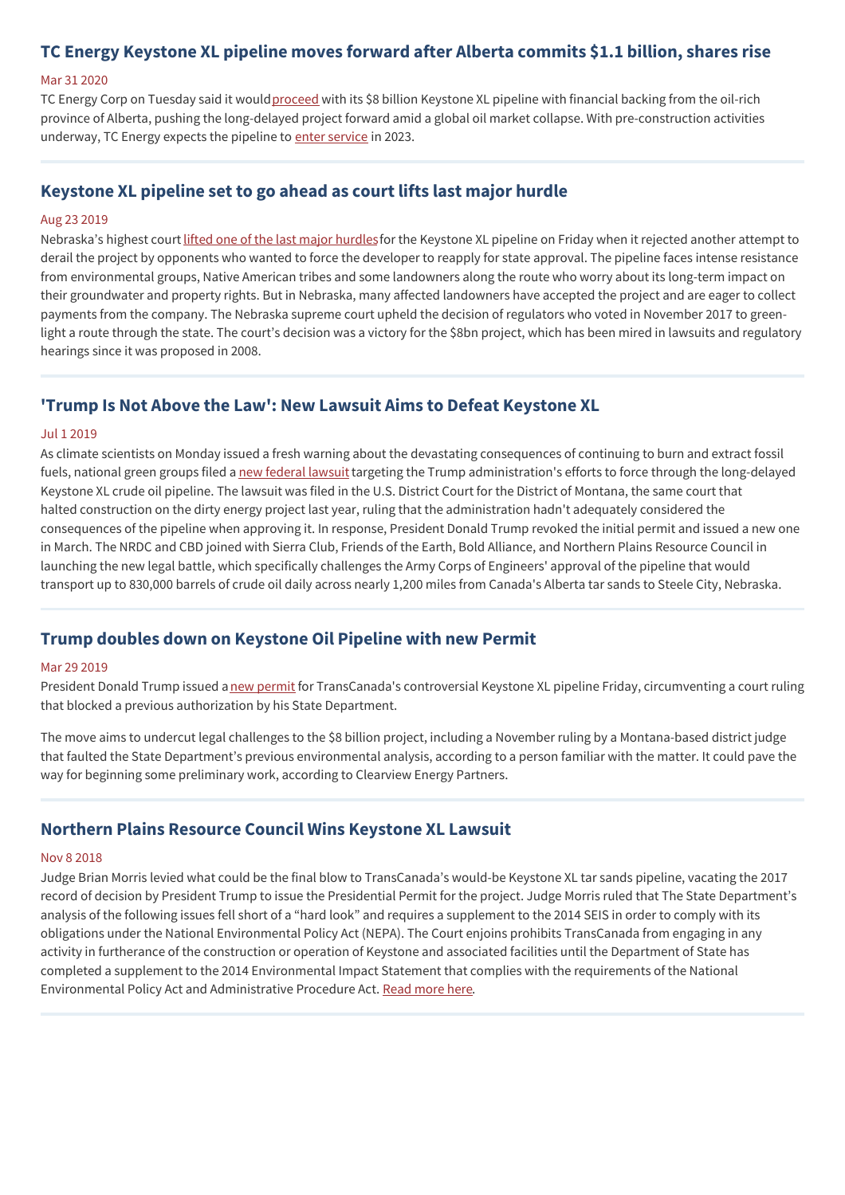## TC Energy Keystone XL pipeline moves forward after Alberta commits $1.1 billion, shares rise

Mar 31 2020

TC Energy Corp on Tuesday said it would proceed with its $8 billion Keystone XL pipeline with financial backing from the oil-rich province of Alberta, pushing the long-delayed project forward amid a global oil market collapse. With pre-construction activities underway, TC Energy expects the pipeline to enter service in 2023.

## Keystone XL pipeline set to go ahead as court lifts last major hurdle

Aug 23 2019

Nebraska's highest court lifted one of the last major hurdles for the Keystone XL pipeline on Friday when it rejected another attempt to derail the project by opponents who wanted to force the developer to reapply for state approval. The pipeline faces intense resistance from environmental groups, Native American tribes and some landowners along the route who worry about its long-term impact on their groundwater and property rights. But in Nebraska, many affected landowners have accepted the project and are eager to collect payments from the company. The Nebraska supreme court upheld the decision of regulators who voted in November 2017 to green-light a route through the state. The court's decision was a victory for the $8bn project, which has been mired in lawsuits and regulatory hearings since it was proposed in 2008.

## 'Trump Is Not Above the Law': New Lawsuit Aims to Defeat Keystone XL

Jul 1 2019

As climate scientists on Monday issued a fresh warning about the devastating consequences of continuing to burn and extract fossil fuels, national green groups filed a new federal lawsuit targeting the Trump administration's efforts to force through the long-delayed Keystone XL crude oil pipeline. The lawsuit was filed in the U.S. District Court for the District of Montana, the same court that halted construction on the dirty energy project last year, ruling that the administration hadn't adequately considered the consequences of the pipeline when approving it. In response, President Donald Trump revoked the initial permit and issued a new one in March. The NRDC and CBD joined with Sierra Club, Friends of the Earth, Bold Alliance, and Northern Plains Resource Council in launching the new legal battle, which specifically challenges the Army Corps of Engineers' approval of the pipeline that would transport up to 830,000 barrels of crude oil daily across nearly 1,200 miles from Canada's Alberta tar sands to Steele City, Nebraska.

## Trump doubles down on Keystone Oil Pipeline with new Permit

Mar 29 2019

President Donald Trump issued a new permit for TransCanada's controversial Keystone XL pipeline Friday, circumventing a court ruling that blocked a previous authorization by his State Department.

The move aims to undercut legal challenges to the $8 billion project, including a November ruling by a Montana-based district judge that faulted the State Department's previous environmental analysis, according to a person familiar with the matter. It could pave the way for beginning some preliminary work, according to Clearview Energy Partners.

## Northern Plains Resource Council Wins Keystone XL Lawsuit

Nov 8 2018

Judge Brian Morris levied what could be the final blow to TransCanada's would-be Keystone XL tar sands pipeline, vacating the 2017 record of decision by President Trump to issue the Presidential Permit for the project. Judge Morris ruled that The State Department's analysis of the following issues fell short of a "hard look" and requires a supplement to the 2014 SEIS in order to comply with its obligations under the National Environmental Policy Act (NEPA). The Court enjoins prohibits TransCanada from engaging in any activity in furtherance of the construction or operation of Keystone and associated facilities until the Department of State has completed a supplement to the 2014 Environmental Impact Statement that complies with the requirements of the National Environmental Policy Act and Administrative Procedure Act. Read more here.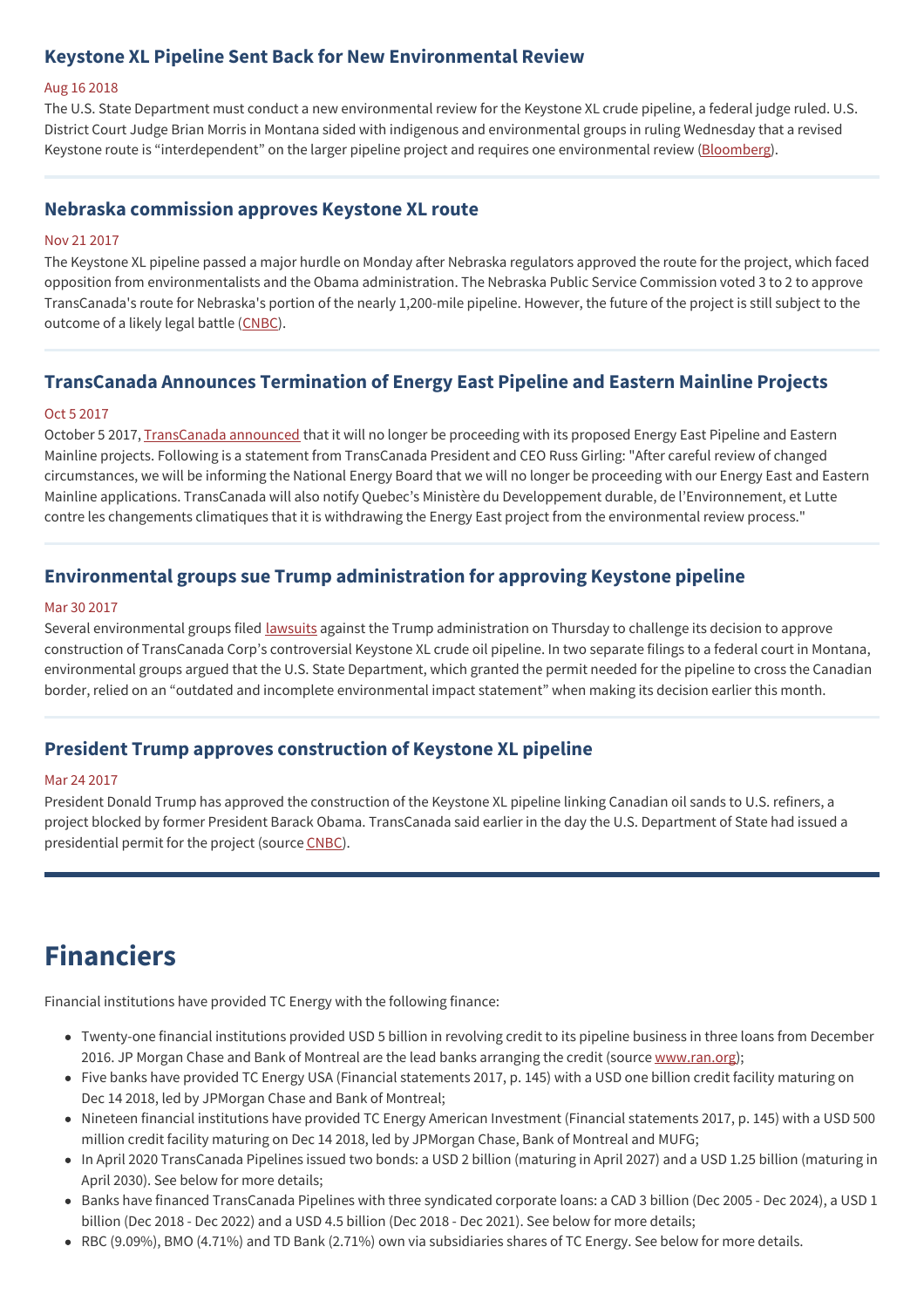### Keystone XL Pipeline Sent Back for New Environmental Review

Aug 16 2018

The U.S. State Department must conduct a new environmental review for the Keystone XL crude pipeline, a federal judge ruled. U.S. District Court Judge Brian Morris in Montana sided with indigenous and environmental groups in ruling Wednesday that a revised Keystone route is “interdependent” on the larger pipeline project and requires one environmental review (Bloomberg).

---

### Nebraska commission approves Keystone XL route

Nov 21 2017

The Keystone XL pipeline passed a major hurdle on Monday after Nebraska regulators approved the route for the project, which faced opposition from environmentalists and the Obama administration. The Nebraska Public Service Commission voted 3 to 2 to approve TransCanada's route for Nebraska's portion of the nearly 1,200-mile pipeline. However, the future of the project is still subject to the outcome of a likely legal battle (CNBC).

---

### TransCanada Announces Termination of Energy East Pipeline and Eastern Mainline Projects

Oct 5 2017

October 5 2017, TransCanada announced that it will no longer be proceeding with its proposed Energy East Pipeline and Eastern Mainline projects. Following is a statement from TransCanada President and CEO Russ Girling: "After careful review of changed circumstances, we will be informing the National Energy Board that we will no longer be proceeding with our Energy East and Eastern Mainline applications. TransCanada will also notify Quebec’s Ministère du Developpement durable, de l’Environnement, et Lutte contre les changements climatiques that it is withdrawing the Energy East project from the environmental review process."

---

### Environmental groups sue Trump administration for approving Keystone pipeline

Mar 30 2017

Several environmental groups filed lawsuits against the Trump administration on Thursday to challenge its decision to approve construction of TransCanada Corp’s controversial Keystone XL crude oil pipeline. In two separate filings to a federal court in Montana, environmental groups argued that the U.S. State Department, which granted the permit needed for the pipeline to cross the Canadian border, relied on an “outdated and incomplete environmental impact statement” when making its decision earlier this month.

---

### President Trump approves construction of Keystone XL pipeline

Mar 24 2017

President Donald Trump has approved the construction of the Keystone XL pipeline linking Canadian oil sands to U.S. refiners, a project blocked by former President Barack Obama. TransCanada said earlier in the day the U.S. Department of State had issued a presidential permit for the project (source CNBC).

---

# Financiers

Financial institutions have provided TC Energy with the following finance:

- Twenty-one financial institutions provided USD 5 billion in revolving credit to its pipeline business in three loans from December 2016. JP Morgan Chase and Bank of Montreal are the lead banks arranging the credit (source www.ran.org);
- Five banks have provided TC Energy USA (Financial statements 2017, p. 145) with a USD one billion credit facility maturing on Dec 14 2018, led by JPMorgan Chase and Bank of Montreal;
- Nineteen financial institutions have provided TC Energy American Investment (Financial statements 2017, p. 145) with a USD 500 million credit facility maturing on Dec 14 2018, led by JPMorgan Chase, Bank of Montreal and MUFG;
- In April 2020 TransCanada Pipelines issued two bonds: a USD 2 billion (maturing in April 2027) and a USD 1.25 billion (maturing in April 2030). See below for more details;
- Banks have financed TransCanada Pipelines with three syndicated corporate loans: a CAD 3 billion (Dec 2005 - Dec 2024), a USD 1 billion (Dec 2018 - Dec 2022) and a USD 4.5 billion (Dec 2018 - Dec 2021). See below for more details;
- RBC (9.09%), BMO (4.71%) and TD Bank (2.71%) own via subsidiaries shares of TC Energy. See below for more details.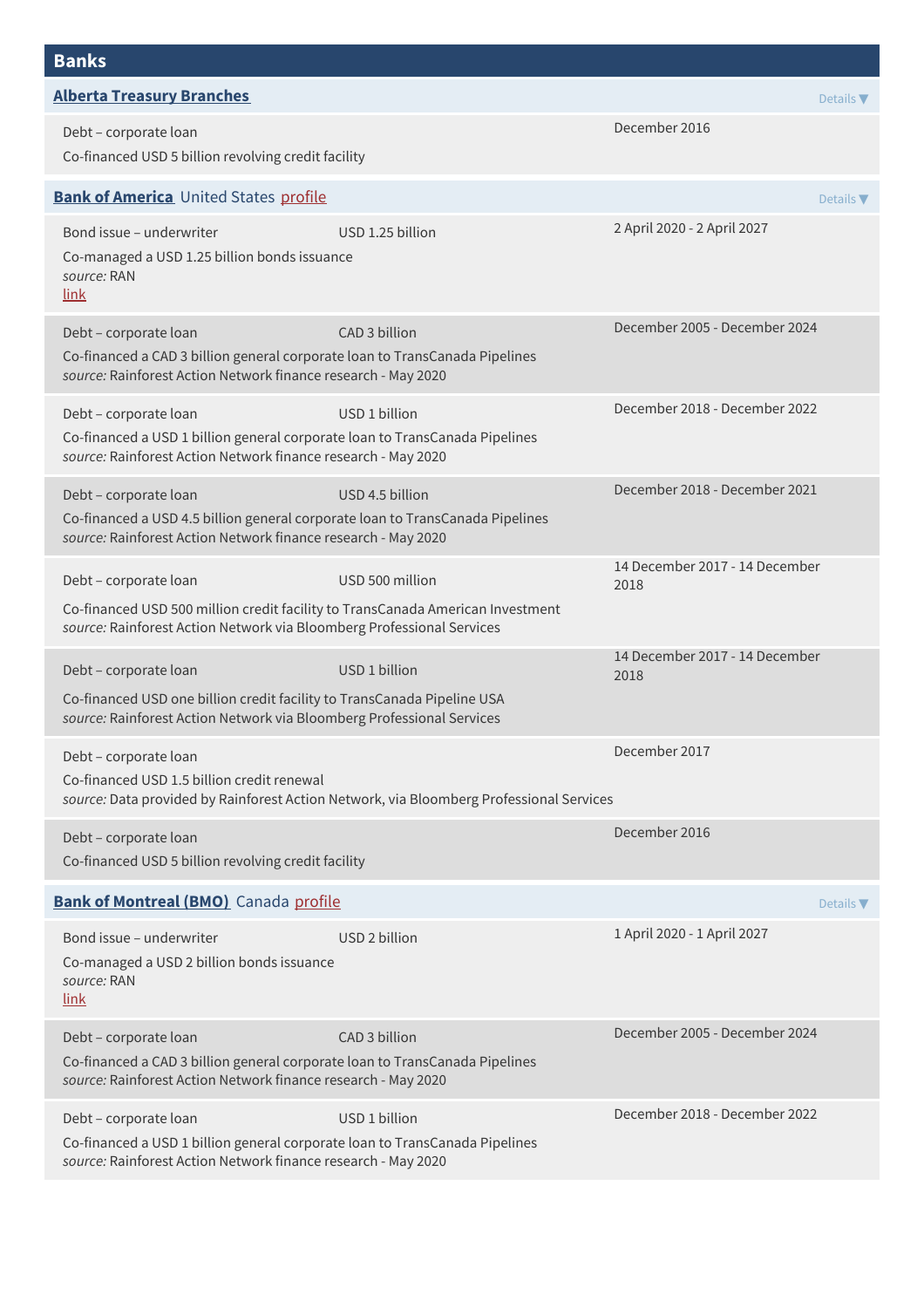## Banks

### Alberta Treasury Branches

Details ▼

Debt – corporate loan

Co-financed USD 5 billion revolving credit facility

December 2016

### Bank of America United States profile

Details ▼

Bond issue – underwriter | USD 1.25 billion | 2 April 2020 - 2 April 2027

Co-managed a USD 1.25 billion bonds issuance
*source:* RAN
link

Debt – corporate loan | CAD 3 billion | December 2005 - December 2024

Co-financed a CAD 3 billion general corporate loan to TransCanada Pipelines
*source:* Rainforest Action Network finance research - May 2020

Debt – corporate loan | USD 1 billion | December 2018 - December 2022

Co-financed a USD 1 billion general corporate loan to TransCanada Pipelines
*source:* Rainforest Action Network finance research - May 2020

Debt – corporate loan | USD 4.5 billion | December 2018 - December 2021

Co-financed a USD 4.5 billion general corporate loan to TransCanada Pipelines
*source:* Rainforest Action Network finance research - May 2020

Debt – corporate loan | USD 500 million | 14 December 2017 - 14 December 2018

Co-financed USD 500 million credit facility to TransCanada American Investment
*source:* Rainforest Action Network via Bloomberg Professional Services

Debt – corporate loan | USD 1 billion | 14 December 2017 - 14 December 2018

Co-financed USD one billion credit facility to TransCanada Pipeline USA
*source:* Rainforest Action Network via Bloomberg Professional Services

Debt – corporate loan | December 2017

Co-financed USD 1.5 billion credit renewal
*source:* Data provided by Rainforest Action Network, via Bloomberg Professional Services

Debt – corporate loan | December 2016

Co-financed USD 5 billion revolving credit facility

### Bank of Montreal (BMO) Canada profile

Details ▼

Bond issue – underwriter | USD 2 billion | 1 April 2020 - 1 April 2027

Co-managed a USD 2 billion bonds issuance
*source:* RAN
link

Debt – corporate loan | CAD 3 billion | December 2005 - December 2024

Co-financed a CAD 3 billion general corporate loan to TransCanada Pipelines
*source:* Rainforest Action Network finance research - May 2020

Debt – corporate loan | USD 1 billion | December 2018 - December 2022

Co-financed a USD 1 billion general corporate loan to TransCanada Pipelines
*source:* Rainforest Action Network finance research - May 2020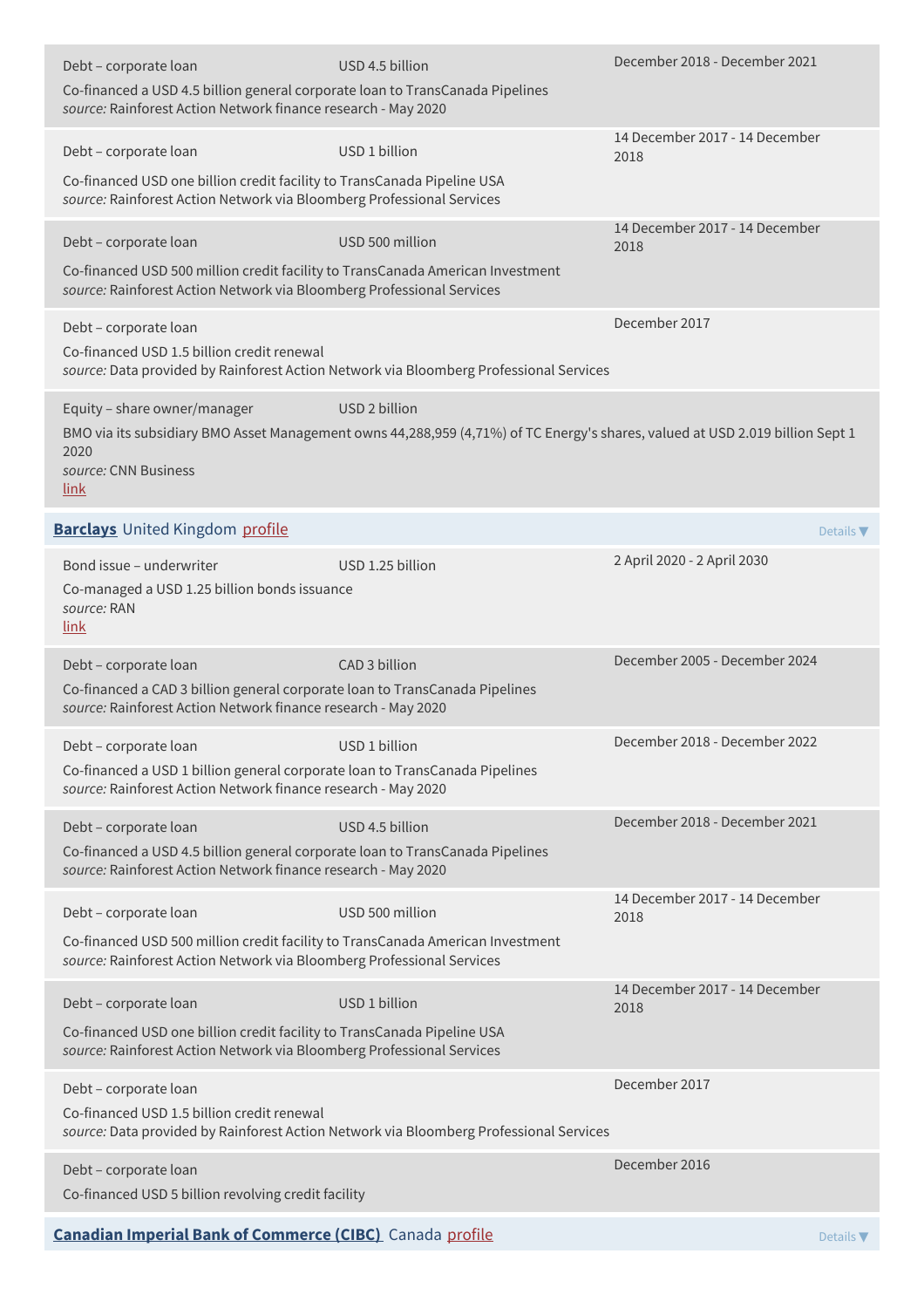| | | |
|---|---|---|
| Debt – corporate loan | USD 4.5 billion | December 2018 - December 2021 |

Co-financed a USD 4.5 billion general corporate loan to TransCanada Pipelines
*source:* Rainforest Action Network finance research - May 2020

| | | |
|---|---|---|
| Debt – corporate loan | USD 1 billion | 14 December 2017 - 14 December 2018 |

Co-financed USD one billion credit facility to TransCanada Pipeline USA
*source:* Rainforest Action Network via Bloomberg Professional Services

| | | |
|---|---|---|
| Debt – corporate loan | USD 500 million | 14 December 2017 - 14 December 2018 |

Co-financed USD 500 million credit facility to TransCanada American Investment
*source:* Rainforest Action Network via Bloomberg Professional Services

| | | |
|---|---|---|
| Debt – corporate loan | | December 2017 |

Co-financed USD 1.5 billion credit renewal
*source:* Data provided by Rainforest Action Network via Bloomberg Professional Services

| | | |
|---|---|---|
| Equity – share owner/manager | USD 2 billion | |

BMO via its subsidiary BMO Asset Management owns 44,288,959 (4,71%) of TC Energy's shares, valued at USD 2.019 billion Sept 1 2020
*source:* CNN Business
link

**Barclays** United Kingdom profile

Details ▼

| | | |
|---|---|---|
| Bond issue – underwriter | USD 1.25 billion | 2 April 2020 - 2 April 2030 |

Co-managed a USD 1.25 billion bonds issuance
*source:* RAN
link

| | | |
|---|---|---|
| Debt – corporate loan | CAD 3 billion | December 2005 - December 2024 |

Co-financed a CAD 3 billion general corporate loan to TransCanada Pipelines
*source:* Rainforest Action Network finance research - May 2020

| | | |
|---|---|---|
| Debt – corporate loan | USD 1 billion | December 2018 - December 2022 |

Co-financed a USD 1 billion general corporate loan to TransCanada Pipelines
*source:* Rainforest Action Network finance research - May 2020

| | | |
|---|---|---|
| Debt – corporate loan | USD 4.5 billion | December 2018 - December 2021 |

Co-financed a USD 4.5 billion general corporate loan to TransCanada Pipelines
*source:* Rainforest Action Network finance research - May 2020

| | | |
|---|---|---|
| Debt – corporate loan | USD 500 million | 14 December 2017 - 14 December 2018 |

Co-financed USD 500 million credit facility to TransCanada American Investment
*source:* Rainforest Action Network via Bloomberg Professional Services

| | | |
|---|---|---|
| Debt – corporate loan | USD 1 billion | 14 December 2017 - 14 December 2018 |

Co-financed USD one billion credit facility to TransCanada Pipeline USA
*source:* Rainforest Action Network via Bloomberg Professional Services

| | | |
|---|---|---|
| Debt – corporate loan | | December 2017 |

Co-financed USD 1.5 billion credit renewal
*source:* Data provided by Rainforest Action Network via Bloomberg Professional Services

| | | |
|---|---|---|
| Debt – corporate loan | | December 2016 |

Co-financed USD 5 billion revolving credit facility

**Canadian Imperial Bank of Commerce (CIBC)** Canada profile

Details ▼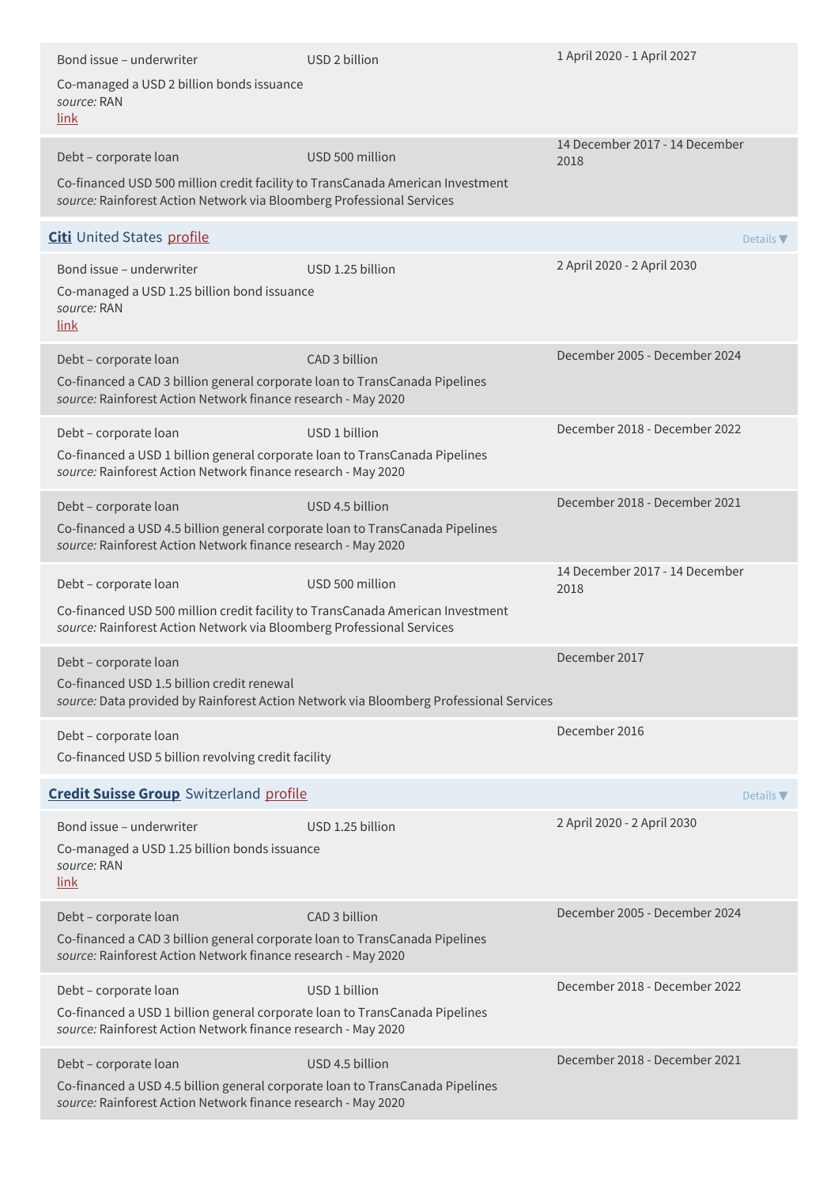| | | |
|---|---|---|
| Bond issue – underwriter<br>Co-managed a USD 2 billion bonds issuance<br>*source:* RAN<br>link | USD 2 billion | 1 April 2020 - 1 April 2027 |
| Debt – corporate loan<br>Co-financed USD 500 million credit facility to TransCanada American Investment<br>*source:* Rainforest Action Network via Bloomberg Professional Services | USD 500 million | 14 December 2017 - 14 December 2018 |

**Citi** United States profile

Details ▼

| | | |
|---|---|---|
| Bond issue – underwriter<br>Co-managed a USD 1.25 billion bond issuance<br>*source:* RAN<br>link | USD 1.25 billion | 2 April 2020 - 2 April 2030 |
| Debt – corporate loan<br>Co-financed a CAD 3 billion general corporate loan to TransCanada Pipelines<br>*source:* Rainforest Action Network finance research - May 2020 | CAD 3 billion | December 2005 - December 2024 |
| Debt – corporate loan<br>Co-financed a USD 1 billion general corporate loan to TransCanada Pipelines<br>*source:* Rainforest Action Network finance research - May 2020 | USD 1 billion | December 2018 - December 2022 |
| Debt – corporate loan<br>Co-financed a USD 4.5 billion general corporate loan to TransCanada Pipelines<br>*source:* Rainforest Action Network finance research - May 2020 | USD 4.5 billion | December 2018 - December 2021 |
| Debt – corporate loan<br>Co-financed USD 500 million credit facility to TransCanada American Investment<br>*source:* Rainforest Action Network via Bloomberg Professional Services | USD 500 million | 14 December 2017 - 14 December 2018 |
| Debt – corporate loan<br>Co-financed USD 1.5 billion credit renewal<br>*source:* Data provided by Rainforest Action Network via Bloomberg Professional Services | | December 2017 |
| Debt – corporate loan<br>Co-financed USD 5 billion revolving credit facility | | December 2016 |

**Credit Suisse Group** Switzerland profile

Details ▼

| | | |
|---|---|---|
| Bond issue – underwriter<br>Co-managed a USD 1.25 billion bonds issuance<br>*source:* RAN<br>link | USD 1.25 billion | 2 April 2020 - 2 April 2030 |
| Debt – corporate loan<br>Co-financed a CAD 3 billion general corporate loan to TransCanada Pipelines<br>*source:* Rainforest Action Network finance research - May 2020 | CAD 3 billion | December 2005 - December 2024 |
| Debt – corporate loan<br>Co-financed a USD 1 billion general corporate loan to TransCanada Pipelines<br>*source:* Rainforest Action Network finance research - May 2020 | USD 1 billion | December 2018 - December 2022 |
| Debt – corporate loan<br>Co-financed a USD 4.5 billion general corporate loan to TransCanada Pipelines<br>*source:* Rainforest Action Network finance research - May 2020 | USD 4.5 billion | December 2018 - December 2021 |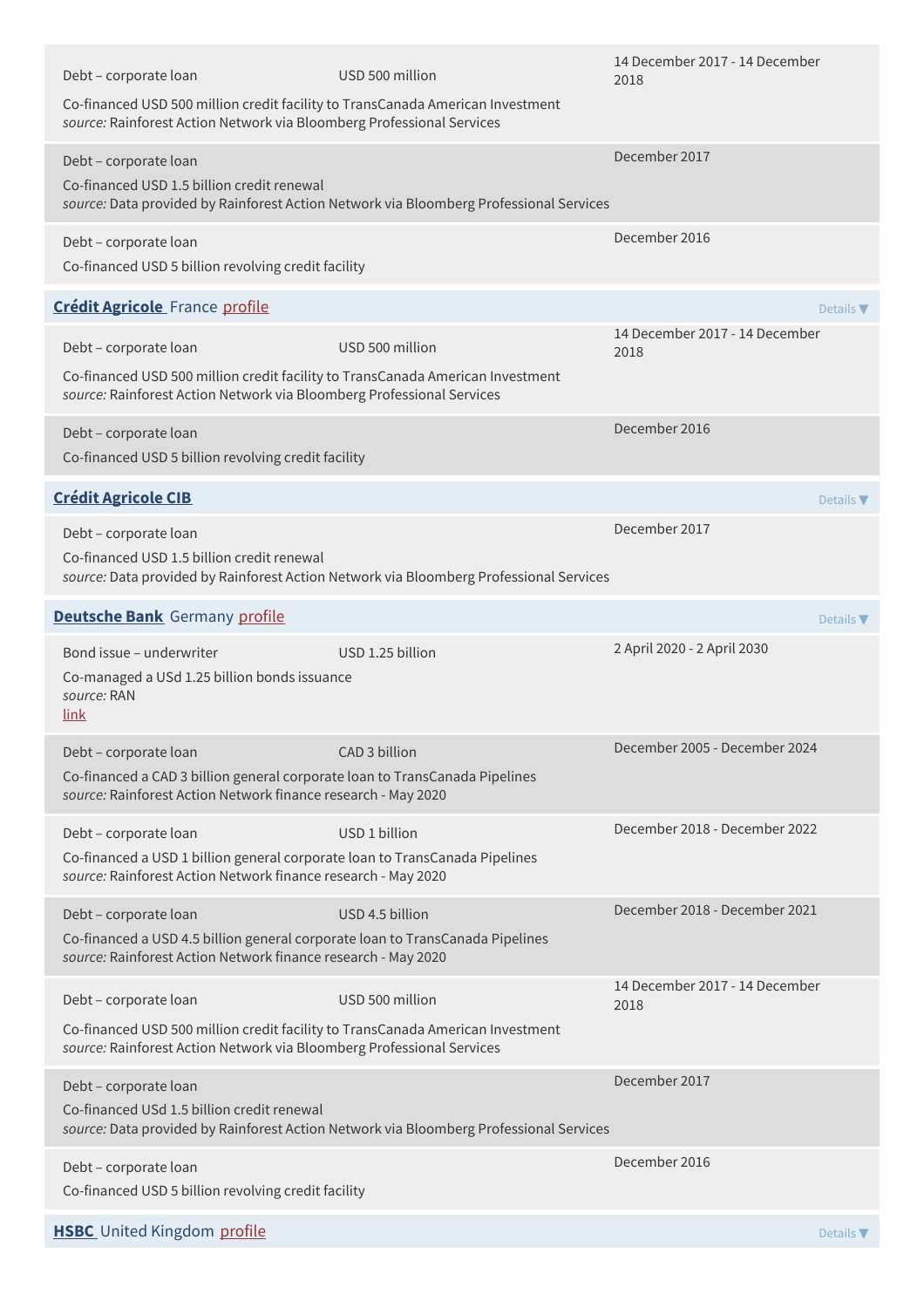Debt – corporate loan USD 500 million 14 December 2017 - 14 December 2018

Co-financed USD 500 million credit facility to TransCanada American Investment
*source:* Rainforest Action Network via Bloomberg Professional Services

Debt – corporate loan December 2017

Co-financed USD 1.5 billion credit renewal
*source:* Data provided by Rainforest Action Network via Bloomberg Professional Services

Debt – corporate loan December 2016

Co-financed USD 5 billion revolving credit facility

## **Crédit Agricole** France profile

Details ▼

Debt – corporate loan USD 500 million 14 December 2017 - 14 December 2018

Co-financed USD 500 million credit facility to TransCanada American Investment
*source:* Rainforest Action Network via Bloomberg Professional Services

Debt – corporate loan December 2016

Co-financed USD 5 billion revolving credit facility

## **Crédit Agricole CIB**

Details ▼

Debt – corporate loan December 2017

Co-financed USD 1.5 billion credit renewal
*source:* Data provided by Rainforest Action Network via Bloomberg Professional Services

## **Deutsche Bank** Germany profile

Details ▼

Bond issue – underwriter USD 1.25 billion 2 April 2020 - 2 April 2030

Co-managed a USd 1.25 billion bonds issuance
*source:* RAN
link

Debt – corporate loan CAD 3 billion December 2005 - December 2024

Co-financed a CAD 3 billion general corporate loan to TransCanada Pipelines
*source:* Rainforest Action Network finance research - May 2020

Debt – corporate loan USD 1 billion December 2018 - December 2022

Co-financed a USD 1 billion general corporate loan to TransCanada Pipelines
*source:* Rainforest Action Network finance research - May 2020

Debt – corporate loan USD 4.5 billion December 2018 - December 2021

Co-financed a USD 4.5 billion general corporate loan to TransCanada Pipelines
*source:* Rainforest Action Network finance research - May 2020

Debt – corporate loan USD 500 million 14 December 2017 - 14 December 2018

Co-financed USD 500 million credit facility to TransCanada American Investment
*source:* Rainforest Action Network via Bloomberg Professional Services

Debt – corporate loan December 2017

Co-financed USd 1.5 billion credit renewal
*source:* Data provided by Rainforest Action Network via Bloomberg Professional Services

Debt – corporate loan December 2016

Co-financed USD 5 billion revolving credit facility

## **HSBC** United Kingdom profile

Details ▼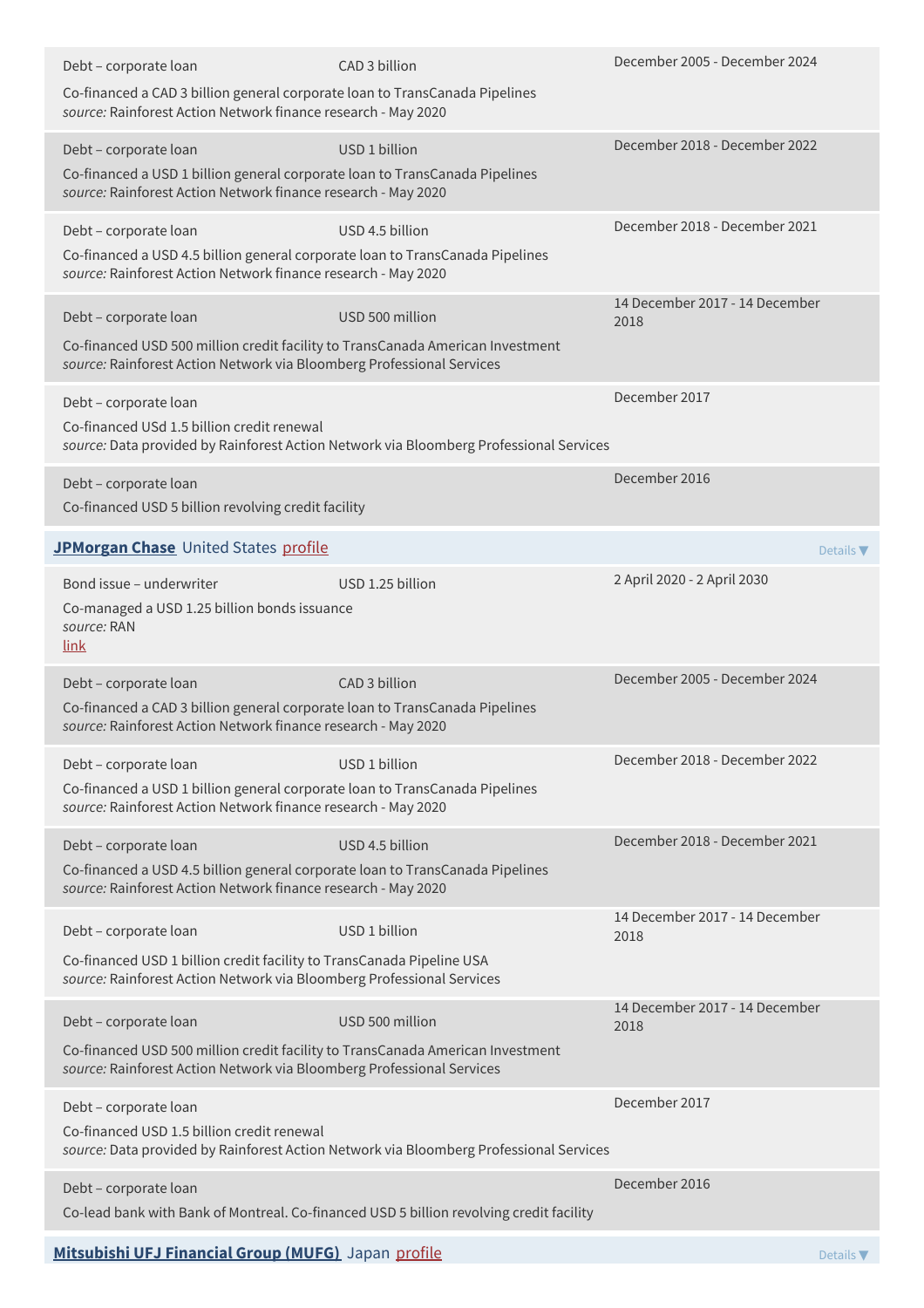| | | |
|---|---|---|
| Debt – corporate loan | CAD 3 billion | December 2005 - December 2024 |
| Co-financed a CAD 3 billion general corporate loan to TransCanada Pipelines<br>*source:* Rainforest Action Network finance research - May 2020 | | |
| Debt – corporate loan | USD 1 billion | December 2018 - December 2022 |
| Co-financed a USD 1 billion general corporate loan to TransCanada Pipelines<br>*source:* Rainforest Action Network finance research - May 2020 | | |
| Debt – corporate loan | USD 4.5 billion | December 2018 - December 2021 |
| Co-financed a USD 4.5 billion general corporate loan to TransCanada Pipelines<br>*source:* Rainforest Action Network finance research - May 2020 | | |
| Debt – corporate loan | USD 500 million | 14 December 2017 - 14 December 2018 |
| Co-financed USD 500 million credit facility to TransCanada American Investment<br>*source:* Rainforest Action Network via Bloomberg Professional Services | | |
| Debt – corporate loan | | December 2017 |
| Co-financed USd 1.5 billion credit renewal<br>*source:* Data provided by Rainforest Action Network via Bloomberg Professional Services | | |
| Debt – corporate loan | | December 2016 |
| Co-financed USD 5 billion revolving credit facility | | |

**JPMorgan Chase** United States profile — Details ▼

| | | |
|---|---|---|
| Bond issue – underwriter | USD 1.25 billion | 2 April 2020 - 2 April 2030 |
| Co-managed a USD 1.25 billion bonds issuance<br>*source:* RAN<br>link | | |
| Debt – corporate loan | CAD 3 billion | December 2005 - December 2024 |
| Co-financed a CAD 3 billion general corporate loan to TransCanada Pipelines<br>*source:* Rainforest Action Network finance research - May 2020 | | |
| Debt – corporate loan | USD 1 billion | December 2018 - December 2022 |
| Co-financed a USD 1 billion general corporate loan to TransCanada Pipelines<br>*source:* Rainforest Action Network finance research - May 2020 | | |
| Debt – corporate loan | USD 4.5 billion | December 2018 - December 2021 |
| Co-financed a USD 4.5 billion general corporate loan to TransCanada Pipelines<br>*source:* Rainforest Action Network finance research - May 2020 | | |
| Debt – corporate loan | USD 1 billion | 14 December 2017 - 14 December 2018 |
| Co-financed USD 1 billion credit facility to TransCanada Pipeline USA<br>*source:* Rainforest Action Network via Bloomberg Professional Services | | |
| Debt – corporate loan | USD 500 million | 14 December 2017 - 14 December 2018 |
| Co-financed USD 500 million credit facility to TransCanada American Investment<br>*source:* Rainforest Action Network via Bloomberg Professional Services | | |
| Debt – corporate loan | | December 2017 |
| Co-financed USD 1.5 billion credit renewal<br>*source:* Data provided by Rainforest Action Network via Bloomberg Professional Services | | |
| Debt – corporate loan | | December 2016 |
| Co-lead bank with Bank of Montreal. Co-financed USD 5 billion revolving credit facility | | |

**Mitsubishi UFJ Financial Group (MUFG)** Japan profile — Details ▼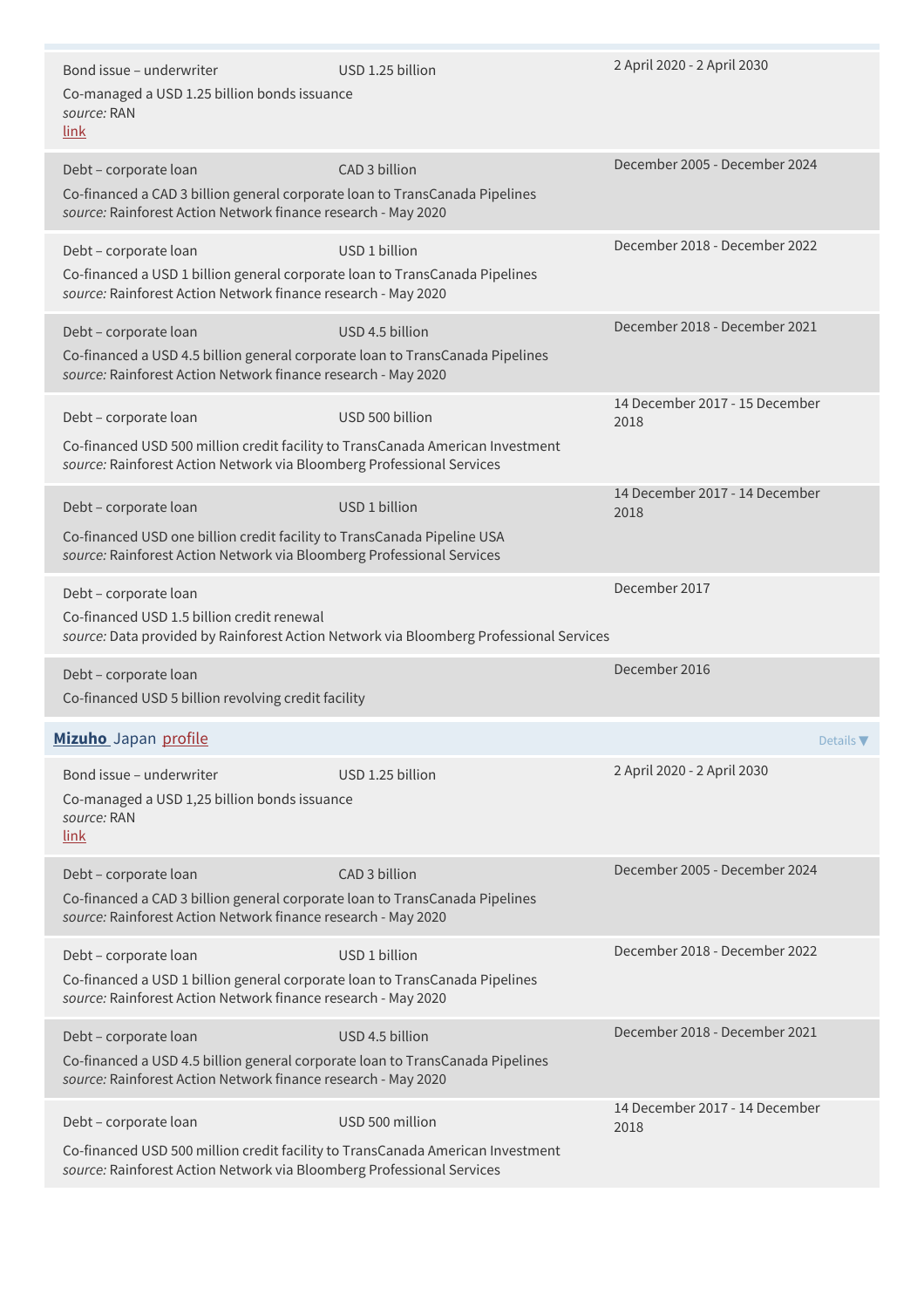| | | |
|---|---|---|
| Bond issue – underwriter<br>Co-managed a USD 1.25 billion bonds issuance<br>*source:* RAN<br>link | USD 1.25 billion | 2 April 2020 - 2 April 2030 |
| Debt – corporate loan<br>Co-financed a CAD 3 billion general corporate loan to TransCanada Pipelines<br>*source:* Rainforest Action Network finance research - May 2020 | CAD 3 billion | December 2005 - December 2024 |
| Debt – corporate loan<br>Co-financed a USD 1 billion general corporate loan to TransCanada Pipelines<br>*source:* Rainforest Action Network finance research - May 2020 | USD 1 billion | December 2018 - December 2022 |
| Debt – corporate loan<br>Co-financed a USD 4.5 billion general corporate loan to TransCanada Pipelines<br>*source:* Rainforest Action Network finance research - May 2020 | USD 4.5 billion | December 2018 - December 2021 |
| Debt – corporate loan<br>Co-financed USD 500 million credit facility to TransCanada American Investment<br>*source:* Rainforest Action Network via Bloomberg Professional Services | USD 500 billion | 14 December 2017 - 15 December 2018 |
| Debt – corporate loan<br>Co-financed USD one billion credit facility to TransCanada Pipeline USA<br>*source:* Rainforest Action Network via Bloomberg Professional Services | USD 1 billion | 14 December 2017 - 14 December 2018 |
| Debt – corporate loan<br>Co-financed USD 1.5 billion credit renewal<br>*source:* Data provided by Rainforest Action Network via Bloomberg Professional Services | | December 2017 |
| Debt – corporate loan<br>Co-financed USD 5 billion revolving credit facility | | December 2016 |

**Mizuho** Japan profile

Details ▼

| | | |
|---|---|---|
| Bond issue – underwriter<br>Co-managed a USD 1,25 billion bonds issuance<br>*source:* RAN<br>link | USD 1.25 billion | 2 April 2020 - 2 April 2030 |
| Debt – corporate loan<br>Co-financed a CAD 3 billion general corporate loan to TransCanada Pipelines<br>*source:* Rainforest Action Network finance research - May 2020 | CAD 3 billion | December 2005 - December 2024 |
| Debt – corporate loan<br>Co-financed a USD 1 billion general corporate loan to TransCanada Pipelines<br>*source:* Rainforest Action Network finance research - May 2020 | USD 1 billion | December 2018 - December 2022 |
| Debt – corporate loan<br>Co-financed a USD 4.5 billion general corporate loan to TransCanada Pipelines<br>*source:* Rainforest Action Network finance research - May 2020 | USD 4.5 billion | December 2018 - December 2021 |
| Debt – corporate loan<br>Co-financed USD 500 million credit facility to TransCanada American Investment<br>*source:* Rainforest Action Network via Bloomberg Professional Services | USD 500 million | 14 December 2017 - 14 December 2018 |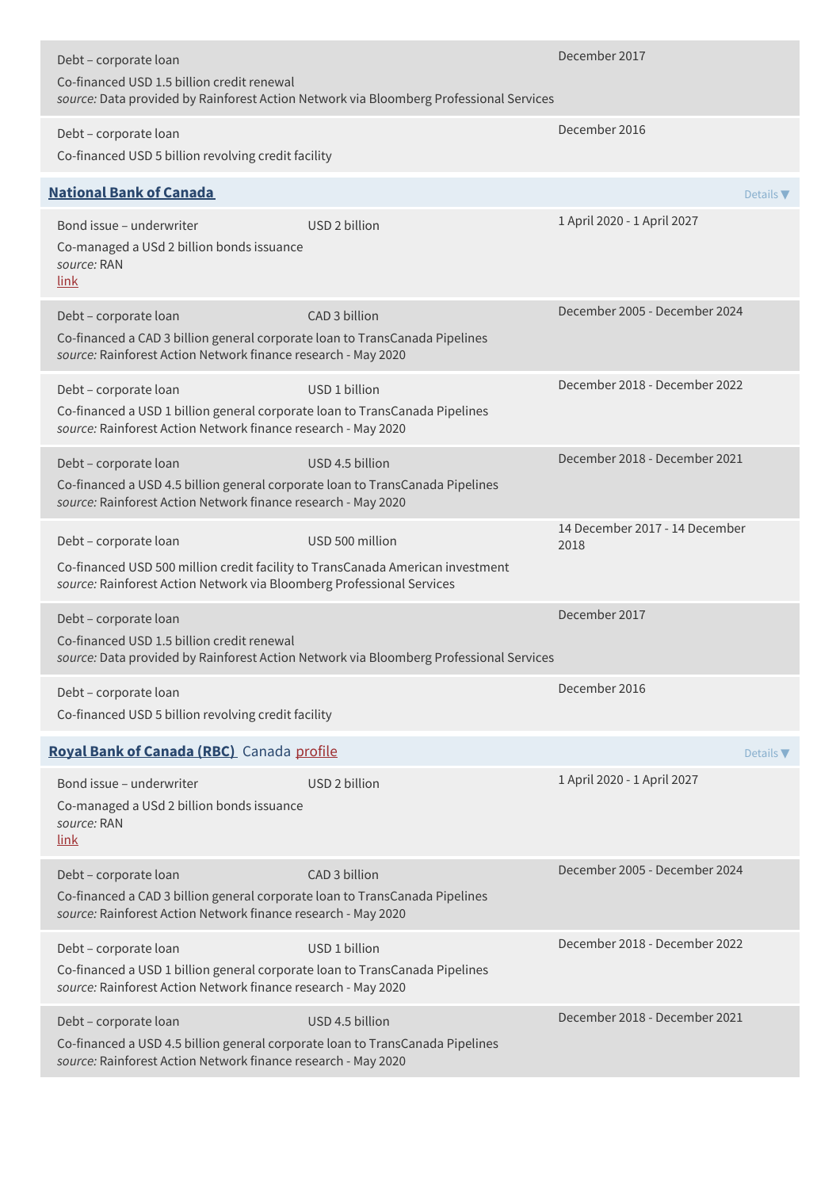Debt – corporate loan

Co-financed USD 1.5 billion credit renewal

*source:* Data provided by Rainforest Action Network via Bloomberg Professional Services

December 2017

Debt – corporate loan

Co-financed USD 5 billion revolving credit facility

December 2016

## **National Bank of Canada**

Details ▼

Bond issue – underwriter | USD 2 billion | 1 April 2020 - 1 April 2027

Co-managed a USd 2 billion bonds issuance

*source:* RAN

link

Debt – corporate loan | CAD 3 billion | December 2005 - December 2024

Co-financed a CAD 3 billion general corporate loan to TransCanada Pipelines

*source:* Rainforest Action Network finance research - May 2020

Debt – corporate loan | USD 1 billion | December 2018 - December 2022

Co-financed a USD 1 billion general corporate loan to TransCanada Pipelines

*source:* Rainforest Action Network finance research - May 2020

Debt – corporate loan | USD 4.5 billion | December 2018 - December 2021

Co-financed a USD 4.5 billion general corporate loan to TransCanada Pipelines

*source:* Rainforest Action Network finance research - May 2020

Debt – corporate loan | USD 500 million | 14 December 2017 - 14 December 2018

Co-financed USD 500 million credit facility to TransCanada American investment

*source:* Rainforest Action Network via Bloomberg Professional Services

Debt – corporate loan | December 2017

Co-financed USD 1.5 billion credit renewal

*source:* Data provided by Rainforest Action Network via Bloomberg Professional Services

Debt – corporate loan | December 2016

Co-financed USD 5 billion revolving credit facility

## **Royal Bank of Canada (RBC)** Canada profile

Details ▼

Bond issue – underwriter | USD 2 billion | 1 April 2020 - 1 April 2027

Co-managed a USd 2 billion bonds issuance

*source:* RAN

link

Debt – corporate loan | CAD 3 billion | December 2005 - December 2024

Co-financed a CAD 3 billion general corporate loan to TransCanada Pipelines

*source:* Rainforest Action Network finance research - May 2020

Debt – corporate loan | USD 1 billion | December 2018 - December 2022

Co-financed a USD 1 billion general corporate loan to TransCanada Pipelines

*source:* Rainforest Action Network finance research - May 2020

Debt – corporate loan | USD 4.5 billion | December 2018 - December 2021

Co-financed a USD 4.5 billion general corporate loan to TransCanada Pipelines

*source:* Rainforest Action Network finance research - May 2020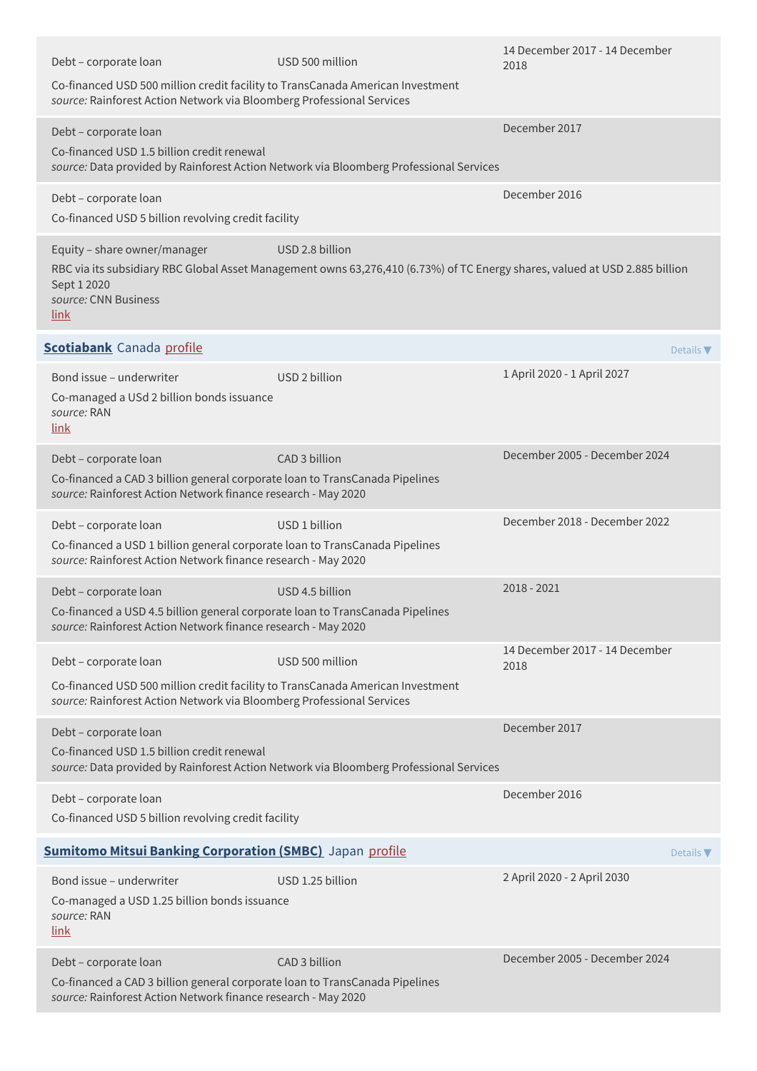Debt – corporate loan | USD 500 million | 14 December 2017 - 14 December 2018

Co-financed USD 500 million credit facility to TransCanada American Investment
*source:* Rainforest Action Network via Bloomberg Professional Services

Debt – corporate loan | December 2017

Co-financed USD 1.5 billion credit renewal
*source:* Data provided by Rainforest Action Network via Bloomberg Professional Services

Debt – corporate loan | December 2016

Co-financed USD 5 billion revolving credit facility

Equity – share owner/manager | USD 2.8 billion

RBC via its subsidiary RBC Global Asset Management owns 63,276,410 (6.73%) of TC Energy shares, valued at USD 2.885 billion Sept 1 2020
*source:* CNN Business
link

## **Scotiabank** Canada profile

Details ▼

Bond issue – underwriter | USD 2 billion | 1 April 2020 - 1 April 2027

Co-managed a USd 2 billion bonds issuance
*source:* RAN
link

Debt – corporate loan | CAD 3 billion | December 2005 - December 2024

Co-financed a CAD 3 billion general corporate loan to TransCanada Pipelines
*source:* Rainforest Action Network finance research - May 2020

Debt – corporate loan | USD 1 billion | December 2018 - December 2022

Co-financed a USD 1 billion general corporate loan to TransCanada Pipelines
*source:* Rainforest Action Network finance research - May 2020

Debt – corporate loan | USD 4.5 billion | 2018 - 2021

Co-financed a USD 4.5 billion general corporate loan to TransCanada Pipelines
*source:* Rainforest Action Network finance research - May 2020

Debt – corporate loan | USD 500 million | 14 December 2017 - 14 December 2018

Co-financed USD 500 million credit facility to TransCanada American Investment
*source:* Rainforest Action Network via Bloomberg Professional Services

Debt – corporate loan | December 2017

Co-financed USD 1.5 billion credit renewal
*source:* Data provided by Rainforest Action Network via Bloomberg Professional Services

Debt – corporate loan | December 2016

Co-financed USD 5 billion revolving credit facility

## **Sumitomo Mitsui Banking Corporation (SMBC)** Japan profile

Details ▼

Bond issue – underwriter | USD 1.25 billion | 2 April 2020 - 2 April 2030

Co-managed a USD 1.25 billion bonds issuance
*source:* RAN
link

Debt – corporate loan | CAD 3 billion | December 2005 - December 2024

Co-financed a CAD 3 billion general corporate loan to TransCanada Pipelines
*source:* Rainforest Action Network finance research - May 2020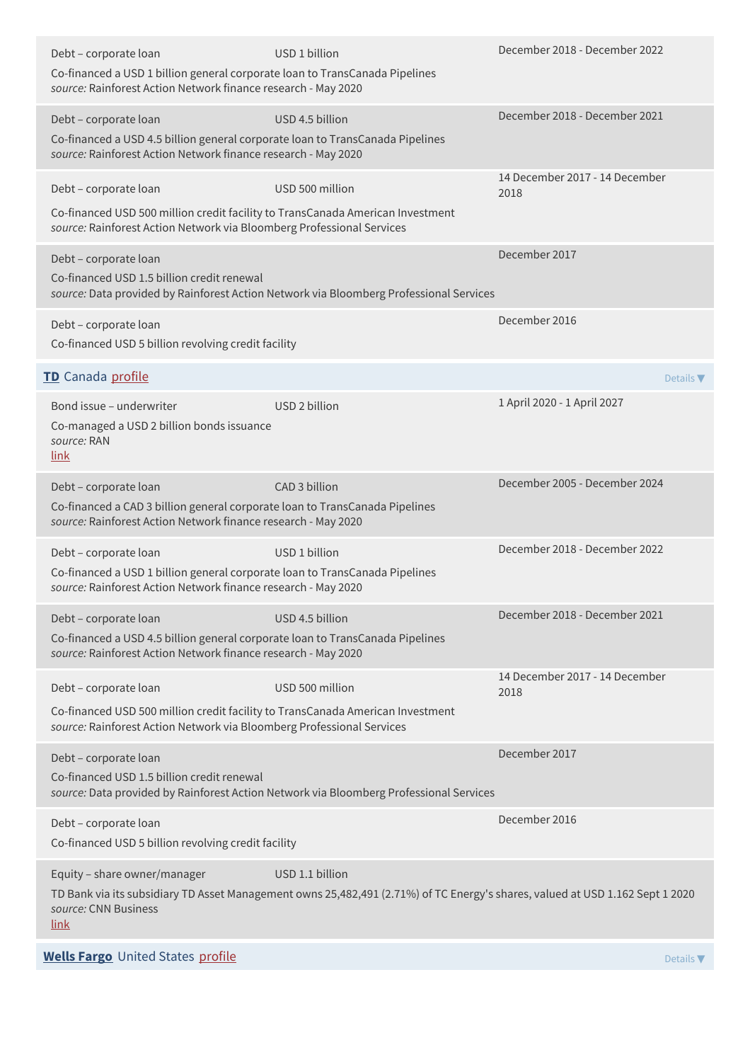Debt – corporate loan USD 1 billion

Co-financed a USD 1 billion general corporate loan to TransCanada Pipelines
*source:* Rainforest Action Network finance research - May 2020

December 2018 - December 2022

Debt – corporate loan USD 4.5 billion

Co-financed a USD 4.5 billion general corporate loan to TransCanada Pipelines
*source:* Rainforest Action Network finance research - May 2020

December 2018 - December 2021

Debt – corporate loan USD 500 million

Co-financed USD 500 million credit facility to TransCanada American Investment
*source:* Rainforest Action Network via Bloomberg Professional Services

14 December 2017 - 14 December 2018

Debt – corporate loan

Co-financed USD 1.5 billion credit renewal
*source:* Data provided by Rainforest Action Network via Bloomberg Professional Services

December 2017

Debt – corporate loan

Co-financed USD 5 billion revolving credit facility

December 2016

## **TD** Canada profile

Details ▼

Bond issue – underwriter USD 2 billion

Co-managed a USD 2 billion bonds issuance
*source:* RAN
link

1 April 2020 - 1 April 2027

Debt – corporate loan CAD 3 billion

Co-financed a CAD 3 billion general corporate loan to TransCanada Pipelines
*source:* Rainforest Action Network finance research - May 2020

December 2005 - December 2024

Debt – corporate loan USD 1 billion

Co-financed a USD 1 billion general corporate loan to TransCanada Pipelines
*source:* Rainforest Action Network finance research - May 2020

December 2018 - December 2022

Debt – corporate loan USD 4.5 billion

Co-financed a USD 4.5 billion general corporate loan to TransCanada Pipelines
*source:* Rainforest Action Network finance research - May 2020

December 2018 - December 2021

Debt – corporate loan USD 500 million

Co-financed USD 500 million credit facility to TransCanada American Investment
*source:* Rainforest Action Network via Bloomberg Professional Services

14 December 2017 - 14 December 2018

Debt – corporate loan

Co-financed USD 1.5 billion credit renewal
*source:* Data provided by Rainforest Action Network via Bloomberg Professional Services

December 2017

Debt – corporate loan

Co-financed USD 5 billion revolving credit facility

December 2016

Equity – share owner/manager USD 1.1 billion

TD Bank via its subsidiary TD Asset Management owns 25,482,491 (2.71%) of TC Energy's shares, valued at USD 1.162 Sept 1 2020
*source:* CNN Business
link

## **Wells Fargo** United States profile

Details ▼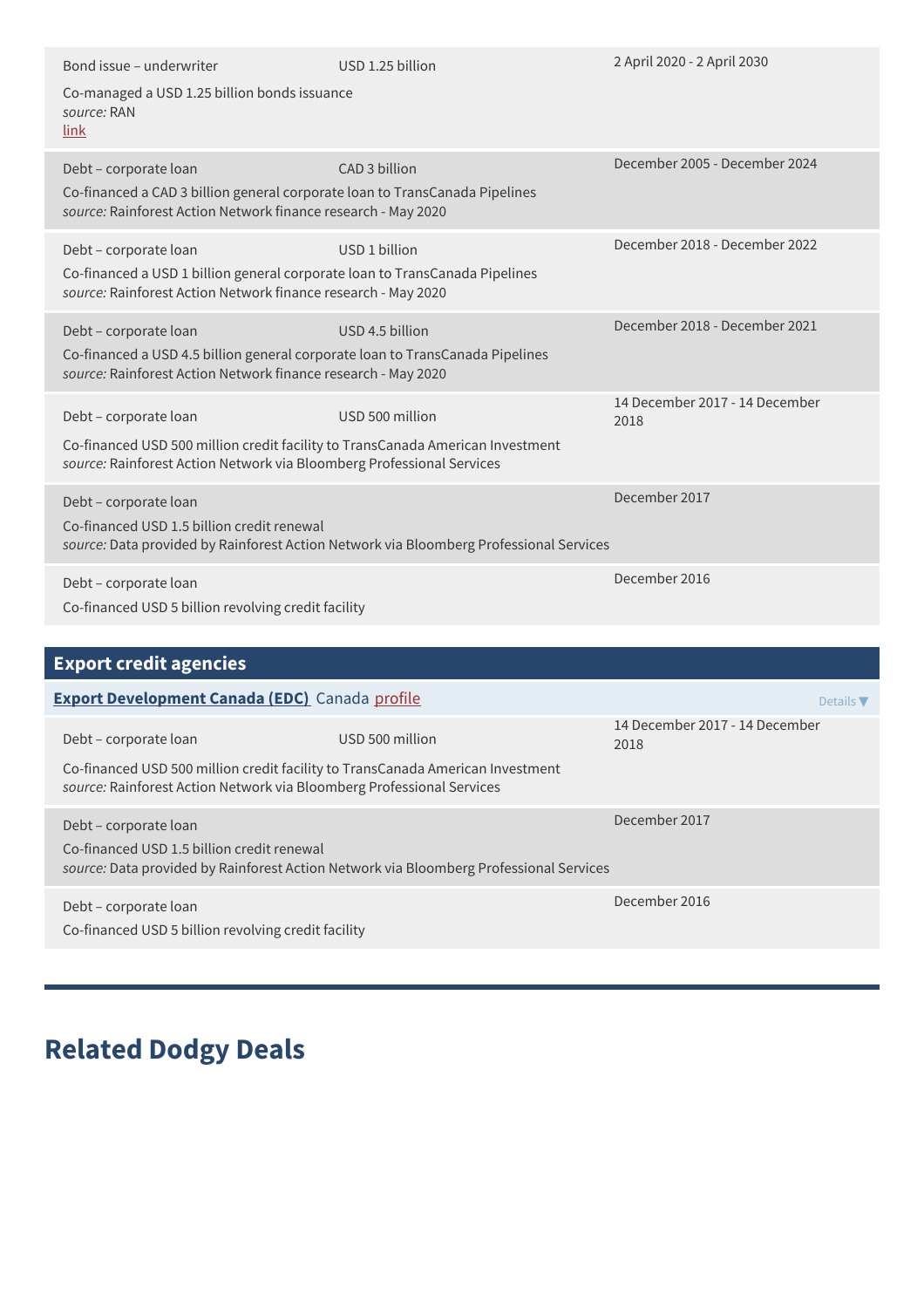Bond issue – underwriter | USD 1.25 billion | 2 April 2020 - 2 April 2030

Co-managed a USD 1.25 billion bonds issuance
*source:* RAN
link

Debt – corporate loan | CAD 3 billion | December 2005 - December 2024

Co-financed a CAD 3 billion general corporate loan to TransCanada Pipelines
*source:* Rainforest Action Network finance research - May 2020

Debt – corporate loan | USD 1 billion | December 2018 - December 2022

Co-financed a USD 1 billion general corporate loan to TransCanada Pipelines
*source:* Rainforest Action Network finance research - May 2020

Debt – corporate loan | USD 4.5 billion | December 2018 - December 2021

Co-financed a USD 4.5 billion general corporate loan to TransCanada Pipelines
*source:* Rainforest Action Network finance research - May 2020

Debt – corporate loan | USD 500 million | 14 December 2017 - 14 December 2018

Co-financed USD 500 million credit facility to TransCanada American Investment
*source:* Rainforest Action Network via Bloomberg Professional Services

Debt – corporate loan | December 2017

Co-financed USD 1.5 billion credit renewal
*source:* Data provided by Rainforest Action Network via Bloomberg Professional Services

Debt – corporate loan | December 2016

Co-financed USD 5 billion revolving credit facility

## Export credit agencies

**Export Development Canada (EDC)** Canada profile — Details ▼

Debt – corporate loan | USD 500 million | 14 December 2017 - 14 December 2018

Co-financed USD 500 million credit facility to TransCanada American Investment
*source:* Rainforest Action Network via Bloomberg Professional Services

Debt – corporate loan | December 2017

Co-financed USD 1.5 billion credit renewal
*source:* Data provided by Rainforest Action Network via Bloomberg Professional Services

Debt – corporate loan | December 2016

Co-financed USD 5 billion revolving credit facility

## Related Dodgy Deals